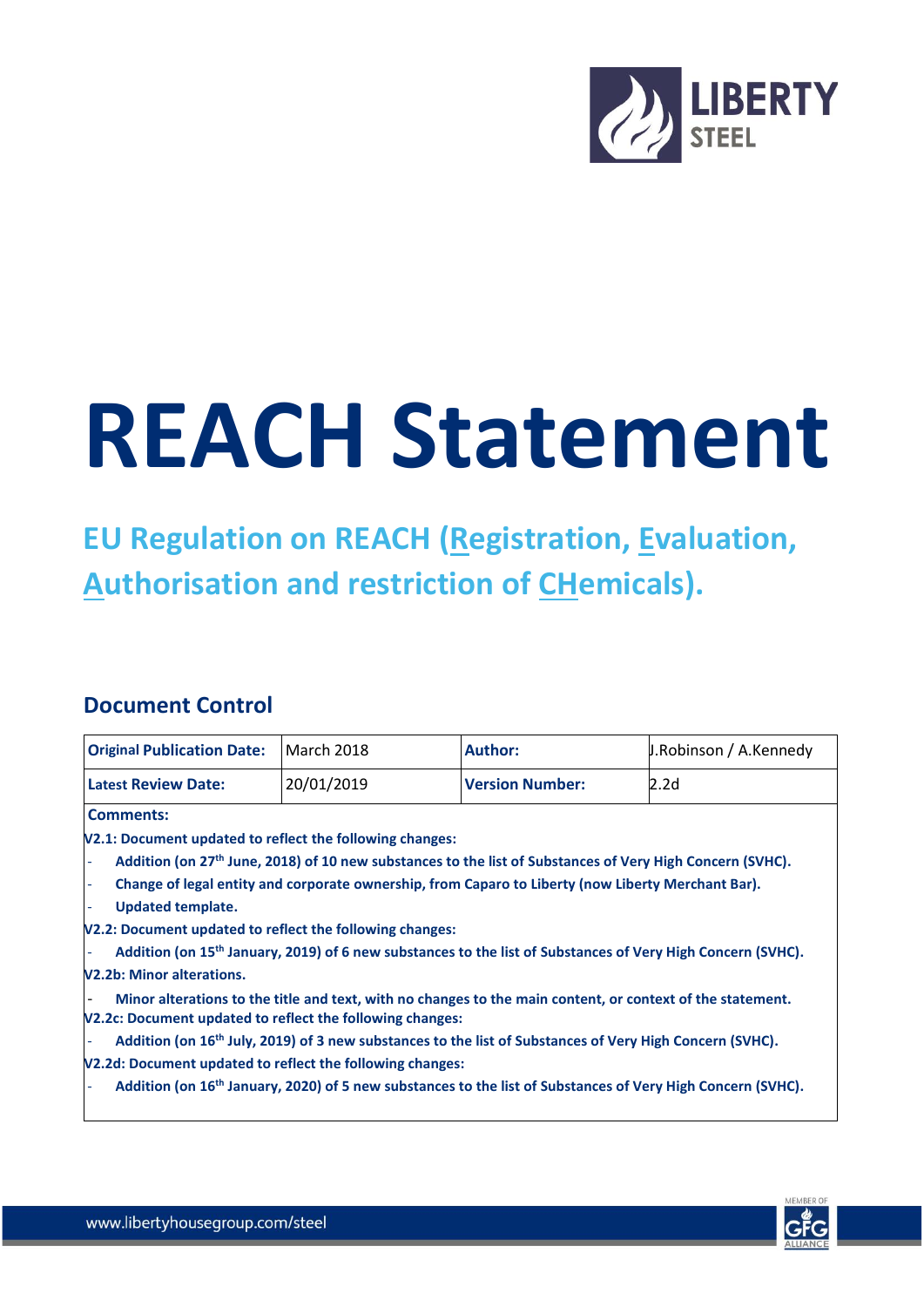# REACH Statement

## EU Regulation on REACH (Registration, Evaluation, Authorisation and restriction of CHemicals).

## Document Control

| Original Publication Date: | March 2018 | Author: | J.Robinson / A.Kennedy |
|---|---|---|---|
| Latest Review Date: | 20/01/2019 | Version Number: | 2.2d |

**Comments:**

**V2.1: Document updated to reflect the following changes:**

- **Addition (on 27th June, 2018) of 10 new substances to the list of Substances of Very High Concern (SVHC).**
- **Change of legal entity and corporate ownership, from Caparo to Liberty (now Liberty Merchant Bar).**
- **Updated template.**

**V2.2: Document updated to reflect the following changes:**

- **Addition (on 15th January, 2019) of 6 new substances to the list of Substances of Very High Concern (SVHC).**

**V2.2b: Minor alterations.**

- **Minor alterations to the title and text, with no changes to the main content, or context of the statement.**

**V2.2c: Document updated to reflect the following changes:**

- **Addition (on 16th July, 2019) of 3 new substances to the list of Substances of Very High Concern (SVHC).**

**V2.2d: Document updated to reflect the following changes:**

- **Addition (on 16th January, 2020) of 5 new substances to the list of Substances of Very High Concern (SVHC).**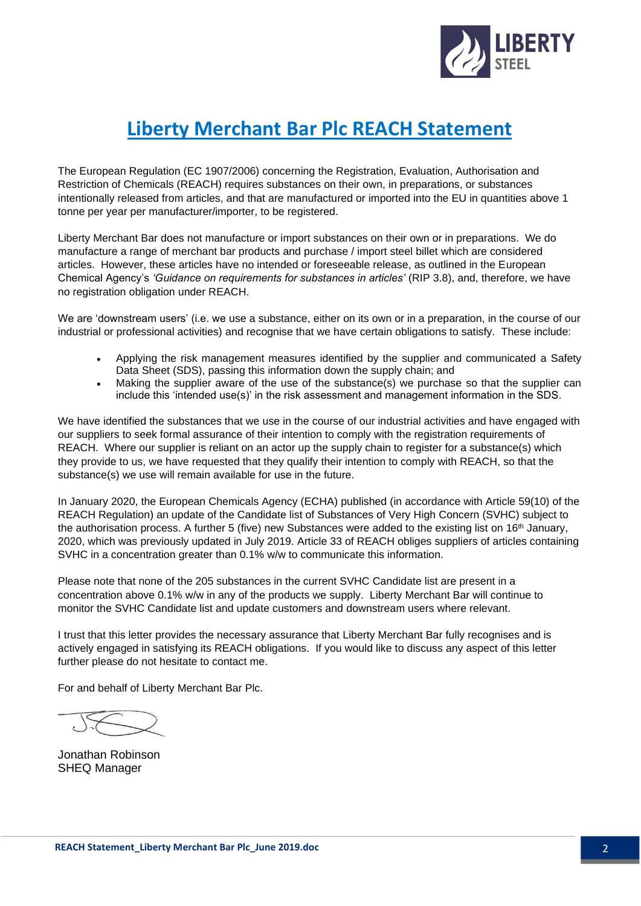# Liberty Merchant Bar Plc REACH Statement

The European Regulation (EC 1907/2006) concerning the Registration, Evaluation, Authorisation and Restriction of Chemicals (REACH) requires substances on their own, in preparations, or substances intentionally released from articles, and that are manufactured or imported into the EU in quantities above 1 tonne per year per manufacturer/importer, to be registered.

Liberty Merchant Bar does not manufacture or import substances on their own or in preparations. We do manufacture a range of merchant bar products and purchase / import steel billet which are considered articles. However, these articles have no intended or foreseeable release, as outlined in the European Chemical Agency's *'Guidance on requirements for substances in articles'* (RIP 3.8), and, therefore, we have no registration obligation under REACH.

We are 'downstream users' (i.e. we use a substance, either on its own or in a preparation, in the course of our industrial or professional activities) and recognise that we have certain obligations to satisfy. These include:

- Applying the risk management measures identified by the supplier and communicated a Safety Data Sheet (SDS), passing this information down the supply chain; and
- Making the supplier aware of the use of the substance(s) we purchase so that the supplier can include this 'intended use(s)' in the risk assessment and management information in the SDS.

We have identified the substances that we use in the course of our industrial activities and have engaged with our suppliers to seek formal assurance of their intention to comply with the registration requirements of REACH. Where our supplier is reliant on an actor up the supply chain to register for a substance(s) which they provide to us, we have requested that they qualify their intention to comply with REACH, so that the substance(s) we use will remain available for use in the future.

In January 2020, the European Chemicals Agency (ECHA) published (in accordance with Article 59(10) of the REACH Regulation) an update of the Candidate list of Substances of Very High Concern (SVHC) subject to the authorisation process. A further 5 (five) new Substances were added to the existing list on 16th January, 2020, which was previously updated in July 2019. Article 33 of REACH obliges suppliers of articles containing SVHC in a concentration greater than 0.1% w/w to communicate this information.

Please note that none of the 205 substances in the current SVHC Candidate list are present in a concentration above 0.1% w/w in any of the products we supply. Liberty Merchant Bar will continue to monitor the SVHC Candidate list and update customers and downstream users where relevant.

I trust that this letter provides the necessary assurance that Liberty Merchant Bar fully recognises and is actively engaged in satisfying its REACH obligations. If you would like to discuss any aspect of this letter further please do not hesitate to contact me.

For and behalf of Liberty Merchant Bar Plc.

Jonathan Robinson
SHEQ Manager